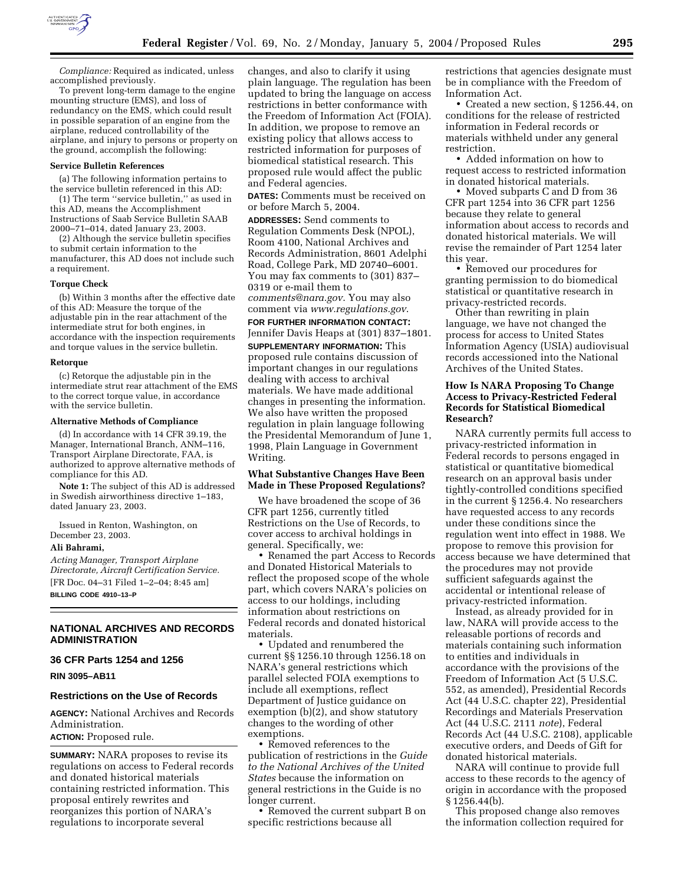*Compliance:* Required as indicated, unless accomplished previously.

To prevent long-term damage to the engine mounting structure (EMS), and loss of redundancy on the EMS, which could result in possible separation of an engine from the airplane, reduced controllability of the airplane, and injury to persons or property on the ground, accomplish the following:

**Service Bulletin References**

(a) The following information pertains to the service bulletin referenced in this AD:

(1) The term ''service bulletin,'' as used in this AD, means the Accomplishment Instructions of Saab Service Bulletin SAAB 2000–71–014, dated January 23, 2003.

(2) Although the service bulletin specifies to submit certain information to the manufacturer, this AD does not include such a requirement.

**Torque Check**

(b) Within 3 months after the effective date of this AD: Measure the torque of the adjustable pin in the rear attachment of the intermediate strut for both engines, in accordance with the inspection requirements and torque values in the service bulletin.

**Retorque**

(c) Retorque the adjustable pin in the intermediate strut rear attachment of the EMS to the correct torque value, in accordance with the service bulletin.

**Alternative Methods of Compliance**

(d) In accordance with 14 CFR 39.19, the Manager, International Branch, ANM–116, Transport Airplane Directorate, FAA, is authorized to approve alternative methods of compliance for this AD.

**Note 1:** The subject of this AD is addressed in Swedish airworthiness directive 1–183, dated January 23, 2003.

Issued in Renton, Washington, on December 23, 2003.

**Ali Bahrami,**

*Acting Manager, Transport Airplane Directorate, Aircraft Certification Service.*

[FR Doc. 04–31 Filed 1–2–04; 8:45 am]

**BILLING CODE 4910–13–P**

---

## NATIONAL ARCHIVES AND RECORDS ADMINISTRATION

### 36 CFR Parts 1254 and 1256

**RIN 3095–AB11**

### Restrictions on the Use of Records

**AGENCY:** National Archives and Records Administration.

**ACTION:** Proposed rule.

**SUMMARY:** NARA proposes to revise its regulations on access to Federal records and donated historical materials containing restricted information. This proposal entirely rewrites and reorganizes this portion of NARA's regulations to incorporate several changes, and also to clarify it using plain language. The regulation has been updated to bring the language on access restrictions in better conformance with the Freedom of Information Act (FOIA). In addition, we propose to remove an existing policy that allows access to restricted information for purposes of biomedical statistical research. This proposed rule would affect the public and Federal agencies.

**DATES:** Comments must be received on or before March 5, 2004.

**ADDRESSES:** Send comments to Regulation Comments Desk (NPOL), Room 4100, National Archives and Records Administration, 8601 Adelphi Road, College Park, MD 20740–6001. You may fax comments to (301) 837–0319 or e-mail them to *comments@nara.gov*. You may also comment via *www.regulations.gov*.

**FOR FURTHER INFORMATION CONTACT:** Jennifer Davis Heaps at (301) 837–1801.

**SUPPLEMENTARY INFORMATION:** This proposed rule contains discussion of important changes in our regulations dealing with access to archival materials. We have made additional changes in presenting the information. We also have written the proposed regulation in plain language following the Presidential Memorandum of June 1, 1998, Plain Language in Government Writing.

### What Substantive Changes Have Been Made in These Proposed Regulations?

We have broadened the scope of 36 CFR part 1256, currently titled Restrictions on the Use of Records, to cover access to archival holdings in general. Specifically, we:

- Renamed the part Access to Records and Donated Historical Materials to reflect the proposed scope of the whole part, which covers NARA's policies on access to our holdings, including information about restrictions on Federal records and donated historical materials.
- Updated and renumbered the current §§ 1256.10 through 1256.18 on NARA's general restrictions which parallel selected FOIA exemptions to include all exemptions, reflect Department of Justice guidance on exemption (b)(2), and show statutory changes to the wording of other exemptions.
- Removed references to the publication of restrictions in the *Guide to the National Archives of the United States* because the information on general restrictions in the Guide is no longer current.
- Removed the current subpart B on specific restrictions because all restrictions that agencies designate must be in compliance with the Freedom of Information Act.
- Created a new section, § 1256.44, on conditions for the release of restricted information in Federal records or materials withheld under any general restriction.
- Added information on how to request access to restricted information in donated historical materials.
- Moved subparts C and D from 36 CFR part 1254 into 36 CFR part 1256 because they relate to general information about access to records and donated historical materials. We will revise the remainder of Part 1254 later this year.
- Removed our procedures for granting permission to do biomedical statistical or quantitative research in privacy-restricted records.

Other than rewriting in plain language, we have not changed the process for access to United States Information Agency (USIA) audiovisual records accessioned into the National Archives of the United States.

### How Is NARA Proposing To Change Access to Privacy-Restricted Federal Records for Statistical Biomedical Research?

NARA currently permits full access to privacy-restricted information in Federal records to persons engaged in statistical or quantitative biomedical research on an approval basis under tightly-controlled conditions specified in the current § 1256.4. No researchers have requested access to any records under these conditions since the regulation went into effect in 1988. We propose to remove this provision for access because we have determined that the procedures may not provide sufficient safeguards against the accidental or intentional release of privacy-restricted information.

Instead, as already provided for in law, NARA will provide access to the releasable portions of records and materials containing such information to entities and individuals in accordance with the provisions of the Freedom of Information Act (5 U.S.C. 552, as amended), Presidential Records Act (44 U.S.C. chapter 22), Presidential Recordings and Materials Preservation Act (44 U.S.C. 2111 *note*), Federal Records Act (44 U.S.C. 2108), applicable executive orders, and Deeds of Gift for donated historical materials.

NARA will continue to provide full access to these records to the agency of origin in accordance with the proposed § 1256.44(b).

This proposed change also removes the information collection required for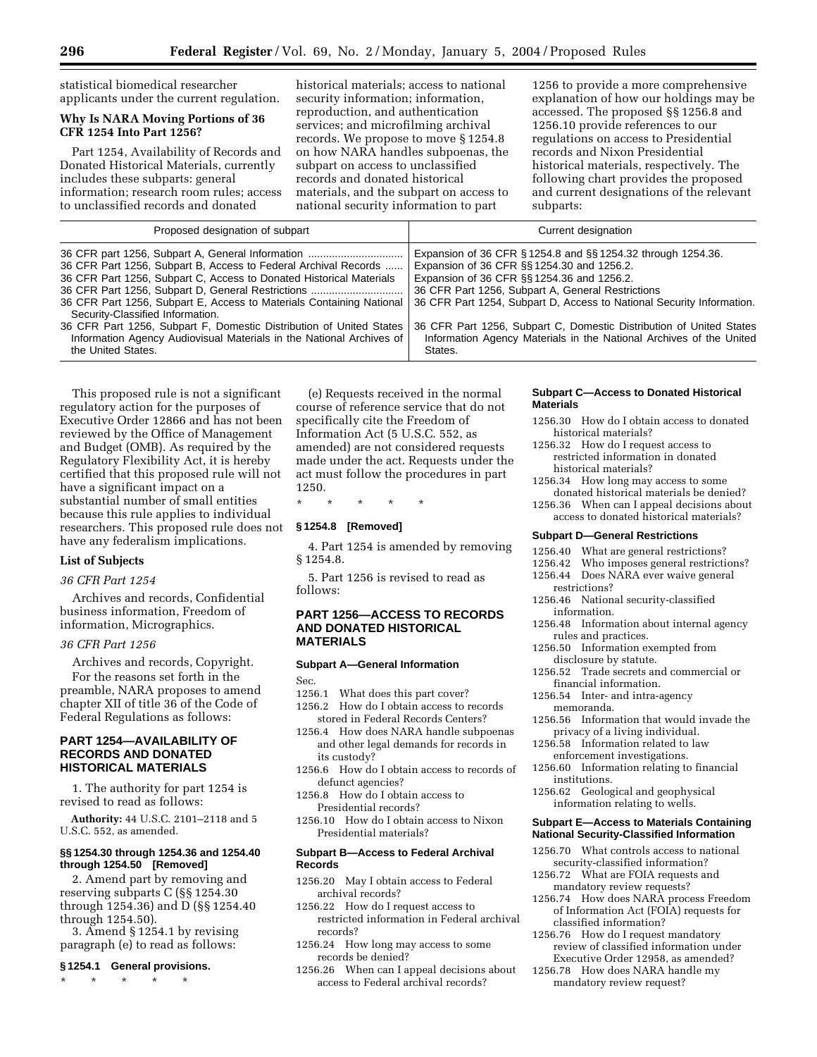statistical biomedical researcher applicants under the current regulation.

**Why Is NARA Moving Portions of 36 CFR 1254 Into Part 1256?**

Part 1254, Availability of Records and Donated Historical Materials, currently includes these subparts: general information; research room rules; access to unclassified records and donated historical materials; access to national security information; information, reproduction, and authentication services; and microfilming archival records. We propose to move § 1254.8 on how NARA handles subpoenas, the subpart on access to unclassified records and donated historical materials, and the subpart on access to national security information to part 1256 to provide a more comprehensive explanation of how our holdings may be accessed. The proposed §§ 1256.8 and 1256.10 provide references to our regulations on access to Presidential records and Nixon Presidential historical materials, respectively. The following chart provides the proposed and current designations of the relevant subparts:

| Proposed designation of subpart | Current designation |
| --- | --- |
| 36 CFR part 1256, Subpart A, General Information | Expansion of 36 CFR § 1254.8 and §§ 1254.32 through 1254.36. |
| 36 CFR Part 1256, Subpart B, Access to Federal Archival Records | Expansion of 36 CFR §§ 1254.30 and 1256.2. |
| 36 CFR Part 1256, Subpart C, Access to Donated Historical Materials | Expansion of 36 CFR §§ 1254.36 and 1256.2. |
| 36 CFR Part 1256, Subpart D, General Restrictions | 36 CFR Part 1256, Subpart A, General Restrictions |
| 36 CFR Part 1256, Subpart E, Access to Materials Containing National Security-Classified Information. | 36 CFR Part 1254, Subpart D, Access to National Security Information. |
| 36 CFR Part 1256, Subpart F, Domestic Distribution of United States Information Agency Audiovisual Materials in the National Archives of the United States. | 36 CFR Part 1256, Subpart C, Domestic Distribution of United States Information Agency Materials in the National Archives of the United States. |

This proposed rule is not a significant regulatory action for the purposes of Executive Order 12866 and has not been reviewed by the Office of Management and Budget (OMB). As required by the Regulatory Flexibility Act, it is hereby certified that this proposed rule will not have a significant impact on a substantial number of small entities because this rule applies to individual researchers. This proposed rule does not have any federalism implications.

**List of Subjects**

*36 CFR Part 1254*

Archives and records, Confidential business information, Freedom of information, Micrographics.

*36 CFR Part 1256*

Archives and records, Copyright.

For the reasons set forth in the preamble, NARA proposes to amend chapter XII of title 36 of the Code of Federal Regulations as follows:

## PART 1254—AVAILABILITY OF RECORDS AND DONATED HISTORICAL MATERIALS

1. The authority for part 1254 is revised to read as follows:

**Authority:** 44 U.S.C. 2101–2118 and 5 U.S.C. 552, as amended.

**§§ 1254.30 through 1254.36 and 1254.40 through 1254.50 [Removed]**

2. Amend part by removing and reserving subparts C (§§ 1254.30 through 1254.36) and D (§§ 1254.40 through 1254.50).

3. Amend § 1254.1 by revising paragraph (e) to read as follows:

**§ 1254.1 General provisions.**

\* \* \* \* \*

(e) Requests received in the normal course of reference service that do not specifically cite the Freedom of Information Act (5 U.S.C. 552, as amended) are not considered requests made under the act. Requests under the act must follow the procedures in part 1250.

\* \* \* \* \*

**§ 1254.8 [Removed]**

4. Part 1254 is amended by removing § 1254.8.

5. Part 1256 is revised to read as follows:

## PART 1256—ACCESS TO RECORDS AND DONATED HISTORICAL MATERIALS

**Subpart A—General Information**

Sec.
- 1256.1 What does this part cover?
- 1256.2 How do I obtain access to records stored in Federal Records Centers?
- 1256.4 How does NARA handle subpoenas and other legal demands for records in its custody?
- 1256.6 How do I obtain access to records of defunct agencies?
- 1256.8 How do I obtain access to Presidential records?
- 1256.10 How do I obtain access to Nixon Presidential materials?

**Subpart B—Access to Federal Archival Records**

- 1256.20 May I obtain access to Federal archival records?
- 1256.22 How do I request access to restricted information in Federal archival records?
- 1256.24 How long may access to some records be denied?
- 1256.26 When can I appeal decisions about access to Federal archival records?

**Subpart C—Access to Donated Historical Materials**

- 1256.30 How do I obtain access to donated historical materials?
- 1256.32 How do I request access to restricted information in donated historical materials?
- 1256.34 How long may access to some donated historical materials be denied?
- 1256.36 When can I appeal decisions about access to donated historical materials?

**Subpart D—General Restrictions**

- 1256.40 What are general restrictions?
- 1256.42 Who imposes general restrictions?
- 1256.44 Does NARA ever waive general restrictions?
- 1256.46 National security-classified information.
- 1256.48 Information about internal agency rules and practices.
- 1256.50 Information exempted from disclosure by statute.
- 1256.52 Trade secrets and commercial or financial information.
- 1256.54 Inter- and intra-agency memoranda.
- 1256.56 Information that would invade the privacy of a living individual.
- 1256.58 Information related to law enforcement investigations.
- 1256.60 Information relating to financial institutions.
- 1256.62 Geological and geophysical information relating to wells.

**Subpart E—Access to Materials Containing National Security-Classified Information**

- 1256.70 What controls access to national security-classified information?
- 1256.72 What are FOIA requests and mandatory review requests?
- 1256.74 How does NARA process Freedom of Information Act (FOIA) requests for classified information?
- 1256.76 How do I request mandatory review of classified information under Executive Order 12958, as amended?
- 1256.78 How does NARA handle my mandatory review request?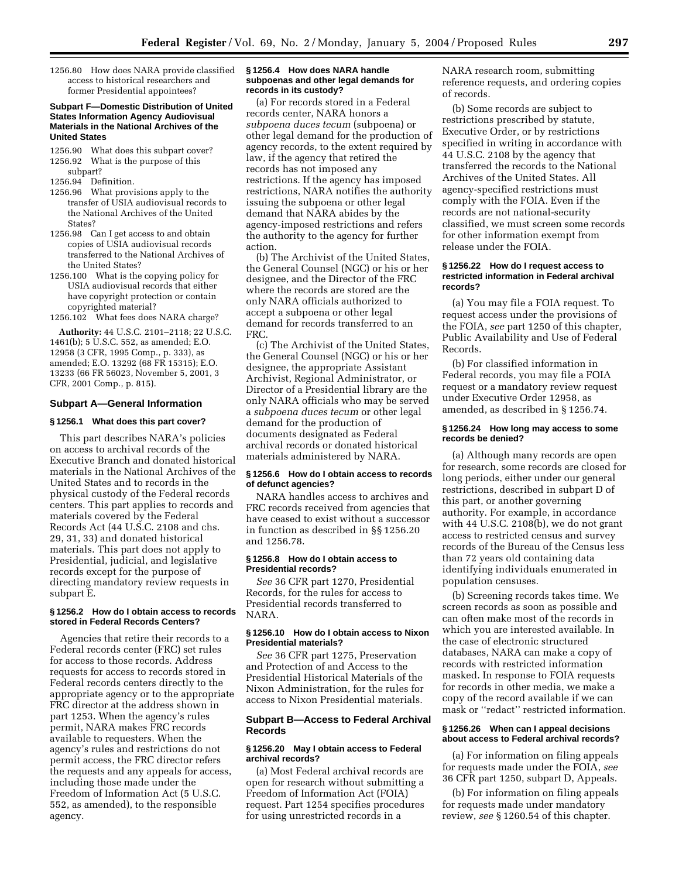1256.80 How does NARA provide classified access to historical researchers and former Presidential appointees?

**Subpart F—Domestic Distribution of United States Information Agency Audiovisual Materials in the National Archives of the United States**

1256.90 What does this subpart cover?
1256.92 What is the purpose of this subpart?
1256.94 Definition.
1256.96 What provisions apply to the transfer of USIA audiovisual records to the National Archives of the United States?
1256.98 Can I get access to and obtain copies of USIA audiovisual records transferred to the National Archives of the United States?
1256.100 What is the copying policy for USIA audiovisual records that either have copyright protection or contain copyrighted material?
1256.102 What fees does NARA charge?

**Authority:** 44 U.S.C. 2101–2118; 22 U.S.C. 1461(b); 5 U.S.C. 552, as amended; E.O. 12958 (3 CFR, 1995 Comp., p. 333), as amended; E.O. 13292 (68 FR 15315); E.O. 13233 (66 FR 56023, November 5, 2001, 3 CFR, 2001 Comp., p. 815).

## Subpart A—General Information

### § 1256.1 What does this part cover?

This part describes NARA's policies on access to archival records of the Executive Branch and donated historical materials in the National Archives of the United States and to records in the physical custody of the Federal records centers. This part applies to records and materials covered by the Federal Records Act (44 U.S.C. 2108 and chs. 29, 31, 33) and donated historical materials. This part does not apply to Presidential, judicial, and legislative records except for the purpose of directing mandatory review requests in subpart E.

### § 1256.2 How do I obtain access to records stored in Federal Records Centers?

Agencies that retire their records to a Federal records center (FRC) set rules for access to those records. Address requests for access to records stored in Federal records centers directly to the appropriate agency or to the appropriate FRC director at the address shown in part 1253. When the agency's rules permit, NARA makes FRC records available to requesters. When the agency's rules and restrictions do not permit access, the FRC director refers the requests and any appeals for access, including those made under the Freedom of Information Act (5 U.S.C. 552, as amended), to the responsible agency.

### § 1256.4 How does NARA handle subpoenas and other legal demands for records in its custody?

(a) For records stored in a Federal records center, NARA honors a *subpoena duces tecum* (subpoena) or other legal demand for the production of agency records, to the extent required by law, if the agency that retired the records has not imposed any restrictions. If the agency has imposed restrictions, NARA notifies the authority issuing the subpoena or other legal demand that NARA abides by the agency-imposed restrictions and refers the authority to the agency for further action.

(b) The Archivist of the United States, the General Counsel (NGC) or his or her designee, and the Director of the FRC where the records are stored are the only NARA officials authorized to accept a subpoena or other legal demand for records transferred to an FRC.

(c) The Archivist of the United States, the General Counsel (NGC) or his or her designee, the appropriate Assistant Archivist, Regional Administrator, or Director of a Presidential library are the only NARA officials who may be served a *subpoena duces tecum* or other legal demand for the production of documents designated as Federal archival records or donated historical materials administered by NARA.

### § 1256.6 How do I obtain access to records of defunct agencies?

NARA handles access to archives and FRC records received from agencies that have ceased to exist without a successor in function as described in §§ 1256.20 and 1256.78.

### § 1256.8 How do I obtain access to Presidential records?

*See* 36 CFR part 1270, Presidential Records, for the rules for access to Presidential records transferred to NARA.

### § 1256.10 How do I obtain access to Nixon Presidential materials?

*See* 36 CFR part 1275, Preservation and Protection of and Access to the Presidential Historical Materials of the Nixon Administration, for the rules for access to Nixon Presidential materials.

## Subpart B—Access to Federal Archival Records

### § 1256.20 May I obtain access to Federal archival records?

(a) Most Federal archival records are open for research without submitting a Freedom of Information Act (FOIA) request. Part 1254 specifies procedures for using unrestricted records in a NARA research room, submitting reference requests, and ordering copies of records.

(b) Some records are subject to restrictions prescribed by statute, Executive Order, or by restrictions specified in writing in accordance with 44 U.S.C. 2108 by the agency that transferred the records to the National Archives of the United States. All agency-specified restrictions must comply with the FOIA. Even if the records are not national-security classified, we must screen some records for other information exempt from release under the FOIA.

### § 1256.22 How do I request access to restricted information in Federal archival records?

(a) You may file a FOIA request. To request access under the provisions of the FOIA, *see* part 1250 of this chapter, Public Availability and Use of Federal Records.

(b) For classified information in Federal records, you may file a FOIA request or a mandatory review request under Executive Order 12958, as amended, as described in § 1256.74.

### § 1256.24 How long may access to some records be denied?

(a) Although many records are open for research, some records are closed for long periods, either under our general restrictions, described in subpart D of this part, or another governing authority. For example, in accordance with 44 U.S.C. 2108(b), we do not grant access to restricted census and survey records of the Bureau of the Census less than 72 years old containing data identifying individuals enumerated in population censuses.

(b) Screening records takes time. We screen records as soon as possible and can often make most of the records in which you are interested available. In the case of electronic structured databases, NARA can make a copy of records with restricted information masked. In response to FOIA requests for records in other media, we make a copy of the record available if we can mask or "redact" restricted information.

### § 1256.26 When can I appeal decisions about access to Federal archival records?

(a) For information on filing appeals for requests made under the FOIA, *see* 36 CFR part 1250, subpart D, Appeals.

(b) For information on filing appeals for requests made under mandatory review, *see* § 1260.54 of this chapter.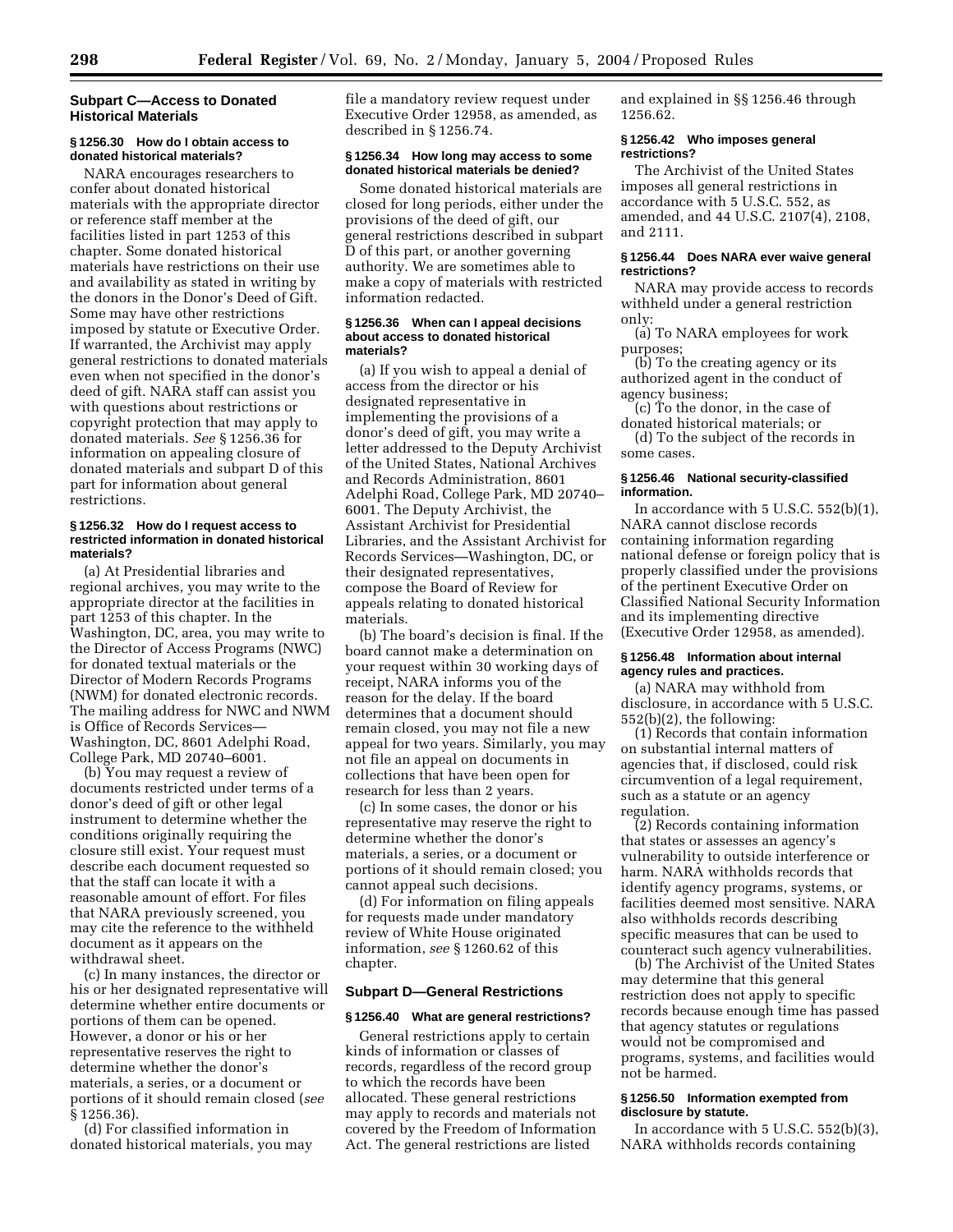## Subpart C—Access to Donated Historical Materials

### § 1256.30 How do I obtain access to donated historical materials?

NARA encourages researchers to confer about donated historical materials with the appropriate director or reference staff member at the facilities listed in part 1253 of this chapter. Some donated historical materials have restrictions on their use and availability as stated in writing by the donors in the Donor's Deed of Gift. Some may have other restrictions imposed by statute or Executive Order. If warranted, the Archivist may apply general restrictions to donated materials even when not specified in the donor's deed of gift. NARA staff can assist you with questions about restrictions or copyright protection that may apply to donated materials. *See* § 1256.36 for information on appealing closure of donated materials and subpart D of this part for information about general restrictions.

### § 1256.32 How do I request access to restricted information in donated historical materials?

(a) At Presidential libraries and regional archives, you may write to the appropriate director at the facilities in part 1253 of this chapter. In the Washington, DC, area, you may write to the Director of Access Programs (NWC) for donated textual materials or the Director of Modern Records Programs (NWM) for donated electronic records. The mailing address for NWC and NWM is Office of Records Services—Washington, DC, 8601 Adelphi Road, College Park, MD 20740–6001.

(b) You may request a review of documents restricted under terms of a donor's deed of gift or other legal instrument to determine whether the conditions originally requiring the closure still exist. Your request must describe each document requested so that the staff can locate it with a reasonable amount of effort. For files that NARA previously screened, you may cite the reference to the withheld document as it appears on the withdrawal sheet.

(c) In many instances, the director or his or her designated representative will determine whether entire documents or portions of them can be opened. However, a donor or his or her representative reserves the right to determine whether the donor's materials, a series, or a document or portions of it should remain closed (*see* § 1256.36).

(d) For classified information in donated historical materials, you may file a mandatory review request under Executive Order 12958, as amended, as described in § 1256.74.

### § 1256.34 How long may access to some donated historical materials be denied?

Some donated historical materials are closed for long periods, either under the provisions of the deed of gift, our general restrictions described in subpart D of this part, or another governing authority. We are sometimes able to make a copy of materials with restricted information redacted.

### § 1256.36 When can I appeal decisions about access to donated historical materials?

(a) If you wish to appeal a denial of access from the director or his designated representative in implementing the provisions of a donor's deed of gift, you may write a letter addressed to the Deputy Archivist of the United States, National Archives and Records Administration, 8601 Adelphi Road, College Park, MD 20740–6001. The Deputy Archivist, the Assistant Archivist for Presidential Libraries, and the Assistant Archivist for Records Services—Washington, DC, or their designated representatives, compose the Board of Review for appeals relating to donated historical materials.

(b) The board's decision is final. If the board cannot make a determination on your request within 30 working days of receipt, NARA informs you of the reason for the delay. If the board determines that a document should remain closed, you may not file a new appeal for two years. Similarly, you may not file an appeal on documents in collections that have been open for research for less than 2 years.

(c) In some cases, the donor or his representative may reserve the right to determine whether the donor's materials, a series, or a document or portions of it should remain closed; you cannot appeal such decisions.

(d) For information on filing appeals for requests made under mandatory review of White House originated information, *see* § 1260.62 of this chapter.

## Subpart D—General Restrictions

### § 1256.40 What are general restrictions?

General restrictions apply to certain kinds of information or classes of records, regardless of the record group to which the records have been allocated. These general restrictions may apply to records and materials not covered by the Freedom of Information Act. The general restrictions are listed and explained in §§ 1256.46 through 1256.62.

### § 1256.42 Who imposes general restrictions?

The Archivist of the United States imposes all general restrictions in accordance with 5 U.S.C. 552, as amended, and 44 U.S.C. 2107(4), 2108, and 2111.

### § 1256.44 Does NARA ever waive general restrictions?

NARA may provide access to records withheld under a general restriction only:

(a) To NARA employees for work purposes;

(b) To the creating agency or its authorized agent in the conduct of agency business;

(c) To the donor, in the case of donated historical materials; or

(d) To the subject of the records in some cases.

### § 1256.46 National security-classified information.

In accordance with 5 U.S.C. 552(b)(1), NARA cannot disclose records containing information regarding national defense or foreign policy that is properly classified under the provisions of the pertinent Executive Order on Classified National Security Information and its implementing directive (Executive Order 12958, as amended).

### § 1256.48 Information about internal agency rules and practices.

(a) NARA may withhold from disclosure, in accordance with 5 U.S.C. 552(b)(2), the following:

(1) Records that contain information on substantial internal matters of agencies that, if disclosed, could risk circumvention of a legal requirement, such as a statute or an agency regulation.

(2) Records containing information that states or assesses an agency's vulnerability to outside interference or harm. NARA withholds records that identify agency programs, systems, or facilities deemed most sensitive. NARA also withholds records describing specific measures that can be used to counteract such agency vulnerabilities.

(b) The Archivist of the United States may determine that this general restriction does not apply to specific records because enough time has passed that agency statutes or regulations would not be compromised and programs, systems, and facilities would not be harmed.

### § 1256.50 Information exempted from disclosure by statute.

In accordance with 5 U.S.C. 552(b)(3), NARA withholds records containing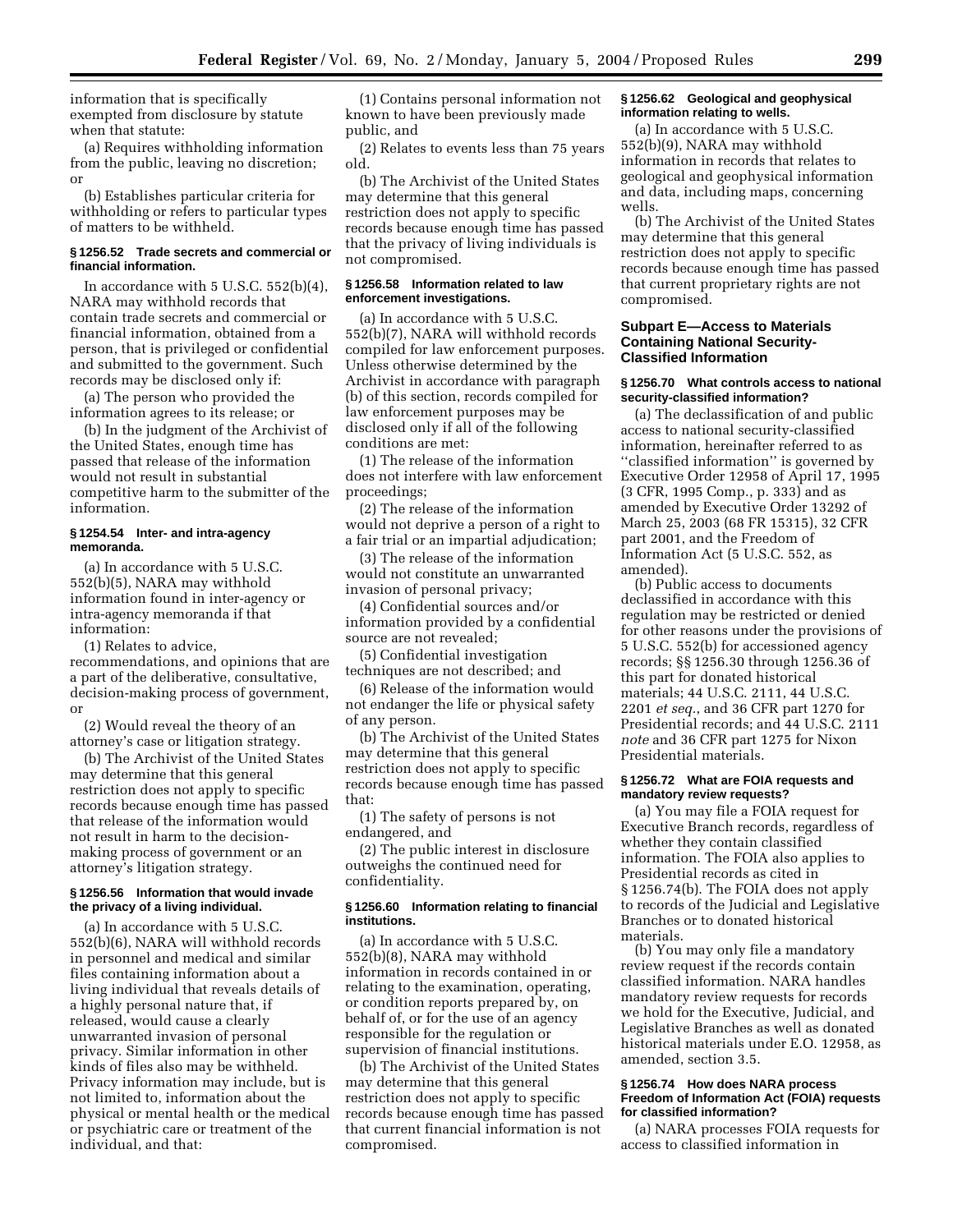information that is specifically exempted from disclosure by statute when that statute:

(a) Requires withholding information from the public, leaving no discretion; or

(b) Establishes particular criteria for withholding or refers to particular types of matters to be withheld.

#### § 1256.52 Trade secrets and commercial or financial information.

In accordance with 5 U.S.C. 552(b)(4), NARA may withhold records that contain trade secrets and commercial or financial information, obtained from a person, that is privileged or confidential and submitted to the government. Such records may be disclosed only if:

(a) The person who provided the information agrees to its release; or

(b) In the judgment of the Archivist of the United States, enough time has passed that release of the information would not result in substantial competitive harm to the submitter of the information.

#### § 1254.54 Inter- and intra-agency memoranda.

(a) In accordance with 5 U.S.C. 552(b)(5), NARA may withhold information found in inter-agency or intra-agency memoranda if that information:

(1) Relates to advice, recommendations, and opinions that are a part of the deliberative, consultative, decision-making process of government, or

(2) Would reveal the theory of an attorney's case or litigation strategy.

(b) The Archivist of the United States may determine that this general restriction does not apply to specific records because enough time has passed that release of the information would not result in harm to the decision-making process of government or an attorney's litigation strategy.

#### § 1256.56 Information that would invade the privacy of a living individual.

(a) In accordance with 5 U.S.C. 552(b)(6), NARA will withhold records in personnel and medical and similar files containing information about a living individual that reveals details of a highly personal nature that, if released, would cause a clearly unwarranted invasion of personal privacy. Similar information in other kinds of files also may be withheld. Privacy information may include, but is not limited to, information about the physical or mental health or the medical or psychiatric care or treatment of the individual, and that:

(1) Contains personal information not known to have been previously made public, and

(2) Relates to events less than 75 years old.

(b) The Archivist of the United States may determine that this general restriction does not apply to specific records because enough time has passed that the privacy of living individuals is not compromised.

#### § 1256.58 Information related to law enforcement investigations.

(a) In accordance with 5 U.S.C. 552(b)(7), NARA will withhold records compiled for law enforcement purposes. Unless otherwise determined by the Archivist in accordance with paragraph (b) of this section, records compiled for law enforcement purposes may be disclosed only if all of the following conditions are met:

(1) The release of the information does not interfere with law enforcement proceedings;

(2) The release of the information would not deprive a person of a right to a fair trial or an impartial adjudication;

(3) The release of the information would not constitute an unwarranted invasion of personal privacy;

(4) Confidential sources and/or information provided by a confidential source are not revealed;

(5) Confidential investigation techniques are not described; and

(6) Release of the information would not endanger the life or physical safety of any person.

(b) The Archivist of the United States may determine that this general restriction does not apply to specific records because enough time has passed that:

(1) The safety of persons is not endangered, and

(2) The public interest in disclosure outweighs the continued need for confidentiality.

#### § 1256.60 Information relating to financial institutions.

(a) In accordance with 5 U.S.C. 552(b)(8), NARA may withhold information in records contained in or relating to the examination, operating, or condition reports prepared by, on behalf of, or for the use of an agency responsible for the regulation or supervision of financial institutions.

(b) The Archivist of the United States may determine that this general restriction does not apply to specific records because enough time has passed that current financial information is not compromised.

#### § 1256.62 Geological and geophysical information relating to wells.

(a) In accordance with 5 U.S.C. 552(b)(9), NARA may withhold information in records that relates to geological and geophysical information and data, including maps, concerning wells.

(b) The Archivist of the United States may determine that this general restriction does not apply to specific records because enough time has passed that current proprietary rights are not compromised.

### Subpart E—Access to Materials Containing National Security-Classified Information

#### § 1256.70 What controls access to national security-classified information?

(a) The declassification of and public access to national security-classified information, hereinafter referred to as "classified information" is governed by Executive Order 12958 of April 17, 1995 (3 CFR, 1995 Comp., p. 333) and as amended by Executive Order 13292 of March 25, 2003 (68 FR 15315), 32 CFR part 2001, and the Freedom of Information Act (5 U.S.C. 552, as amended).

(b) Public access to documents declassified in accordance with this regulation may be restricted or denied for other reasons under the provisions of 5 U.S.C. 552(b) for accessioned agency records; §§ 1256.30 through 1256.36 of this part for donated historical materials; 44 U.S.C. 2111, 44 U.S.C. 2201 *et seq.*, and 36 CFR part 1270 for Presidential records; and 44 U.S.C. 2111 *note* and 36 CFR part 1275 for Nixon Presidential materials.

#### § 1256.72 What are FOIA requests and mandatory review requests?

(a) You may file a FOIA request for Executive Branch records, regardless of whether they contain classified information. The FOIA also applies to Presidential records as cited in § 1256.74(b). The FOIA does not apply to records of the Judicial and Legislative Branches or to donated historical materials.

(b) You may only file a mandatory review request if the records contain classified information. NARA handles mandatory review requests for records we hold for the Executive, Judicial, and Legislative Branches as well as donated historical materials under E.O. 12958, as amended, section 3.5.

#### § 1256.74 How does NARA process Freedom of Information Act (FOIA) requests for classified information?

(a) NARA processes FOIA requests for access to classified information in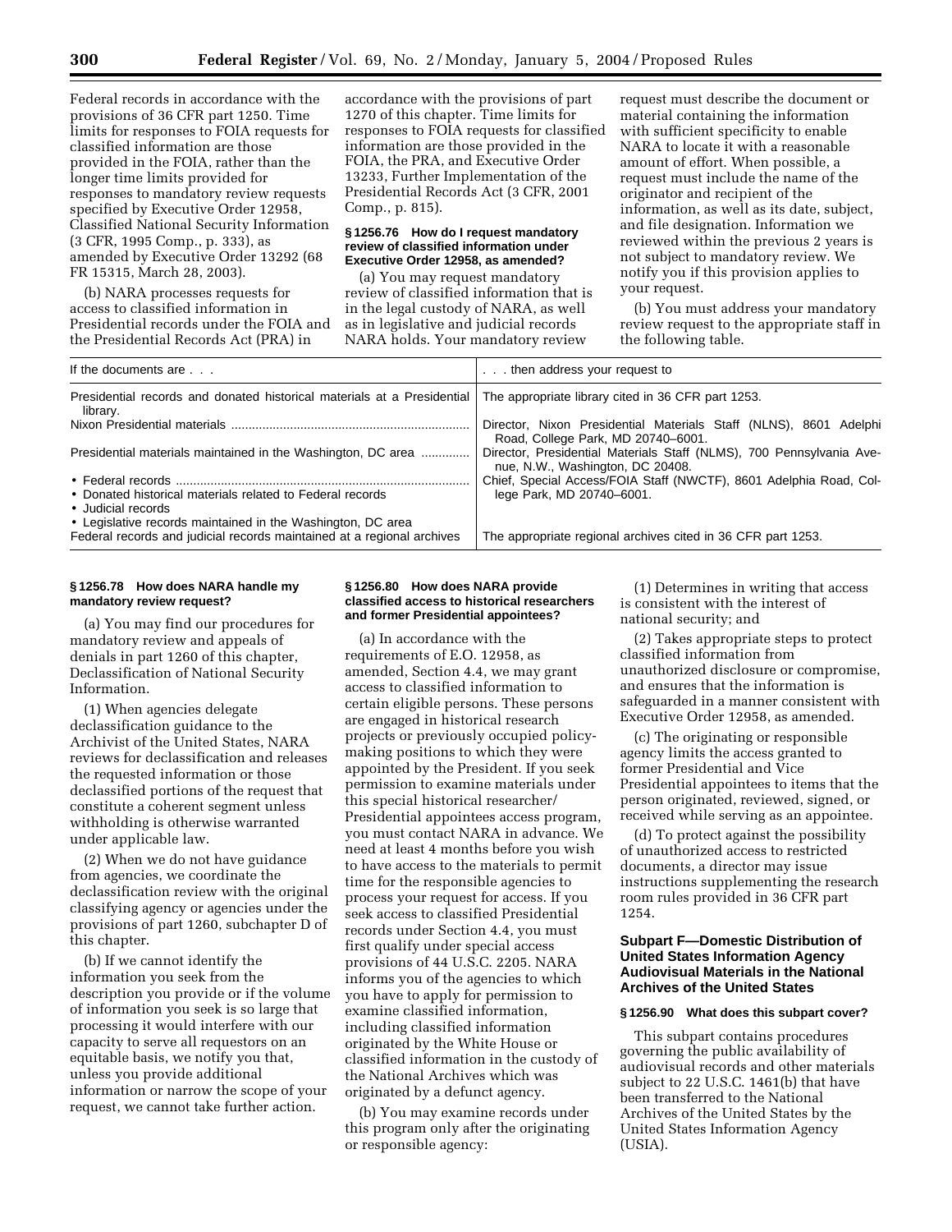Federal records in accordance with the provisions of 36 CFR part 1250. Time limits for responses to FOIA requests for classified information are those provided in the FOIA, rather than the longer time limits provided for responses to mandatory review requests specified by Executive Order 12958, Classified National Security Information (3 CFR, 1995 Comp., p. 333), as amended by Executive Order 13292 (68 FR 15315, March 28, 2003).

(b) NARA processes requests for access to classified information in Presidential records under the FOIA and the Presidential Records Act (PRA) in accordance with the provisions of part 1270 of this chapter. Time limits for responses to FOIA requests for classified information are those provided in the FOIA, the PRA, and Executive Order 13233, Further Implementation of the Presidential Records Act (3 CFR, 2001 Comp., p. 815).

### § 1256.76 How do I request mandatory review of classified information under Executive Order 12958, as amended?

(a) You may request mandatory review of classified information that is in the legal custody of NARA, as well as in legislative and judicial records NARA holds. Your mandatory review request must describe the document or material containing the information with sufficient specificity to enable NARA to locate it with a reasonable amount of effort. When possible, a request must include the name of the originator and recipient of the information, as well as its date, subject, and file designation. Information we reviewed within the previous 2 years is not subject to mandatory review. We notify you if this provision applies to your request.

(b) You must address your mandatory review request to the appropriate staff in the following table.

| If the documents are . . . | . . . then address your request to |
|---|---|
| Presidential records and donated historical materials at a Presidential library. | The appropriate library cited in 36 CFR part 1253. |
| Nixon Presidential materials | Director, Nixon Presidential Materials Staff (NLNS), 8601 Adelphi Road, College Park, MD 20740–6001. |
| Presidential materials maintained in the Washington, DC area | Director, Presidential Materials Staff (NLMS), 700 Pennsylvania Avenue, N.W., Washington, DC 20408. |
| • Federal records<br>• Donated historical materials related to Federal records<br>• Judicial records<br>• Legislative records maintained in the Washington, DC area | Chief, Special Access/FOIA Staff (NWCTF), 8601 Adelphia Road, College Park, MD 20740–6001. |
| Federal records and judicial records maintained at a regional archives | The appropriate regional archives cited in 36 CFR part 1253. |

### § 1256.78 How does NARA handle my mandatory review request?

(a) You may find our procedures for mandatory review and appeals of denials in part 1260 of this chapter, Declassification of National Security Information.

(1) When agencies delegate declassification guidance to the Archivist of the United States, NARA reviews for declassification and releases the requested information or those declassified portions of the request that constitute a coherent segment unless withholding is otherwise warranted under applicable law.

(2) When we do not have guidance from agencies, we coordinate the declassification review with the original classifying agency or agencies under the provisions of part 1260, subchapter D of this chapter.

(b) If we cannot identify the information you seek from the description you provide or if the volume of information you seek is so large that processing it would interfere with our capacity to serve all requestors on an equitable basis, we notify you that, unless you provide additional information or narrow the scope of your request, we cannot take further action.

### § 1256.80 How does NARA provide classified access to historical researchers and former Presidential appointees?

(a) In accordance with the requirements of E.O. 12958, as amended, Section 4.4, we may grant access to classified information to certain eligible persons. These persons are engaged in historical research projects or previously occupied policy-making positions to which they were appointed by the President. If you seek permission to examine materials under this special historical researcher/Presidential appointees access program, you must contact NARA in advance. We need at least 4 months before you wish to have access to the materials to permit time for the responsible agencies to process your request for access. If you seek access to classified Presidential records under Section 4.4, you must first qualify under special access provisions of 44 U.S.C. 2205. NARA informs you of the agencies to which you have to apply for permission to examine classified information, including classified information originated by the White House or classified information in the custody of the National Archives which was originated by a defunct agency.

(b) You may examine records under this program only after the originating or responsible agency:

(1) Determines in writing that access is consistent with the interest of national security; and

(2) Takes appropriate steps to protect classified information from unauthorized disclosure or compromise, and ensures that the information is safeguarded in a manner consistent with Executive Order 12958, as amended.

(c) The originating or responsible agency limits the access granted to former Presidential and Vice Presidential appointees to items that the person originated, reviewed, signed, or received while serving as an appointee.

(d) To protect against the possibility of unauthorized access to restricted documents, a director may issue instructions supplementing the research room rules provided in 36 CFR part 1254.

## Subpart F—Domestic Distribution of United States Information Agency Audiovisual Materials in the National Archives of the United States

### § 1256.90 What does this subpart cover?

This subpart contains procedures governing the public availability of audiovisual records and other materials subject to 22 U.S.C. 1461(b) that have been transferred to the National Archives of the United States by the United States Information Agency (USIA).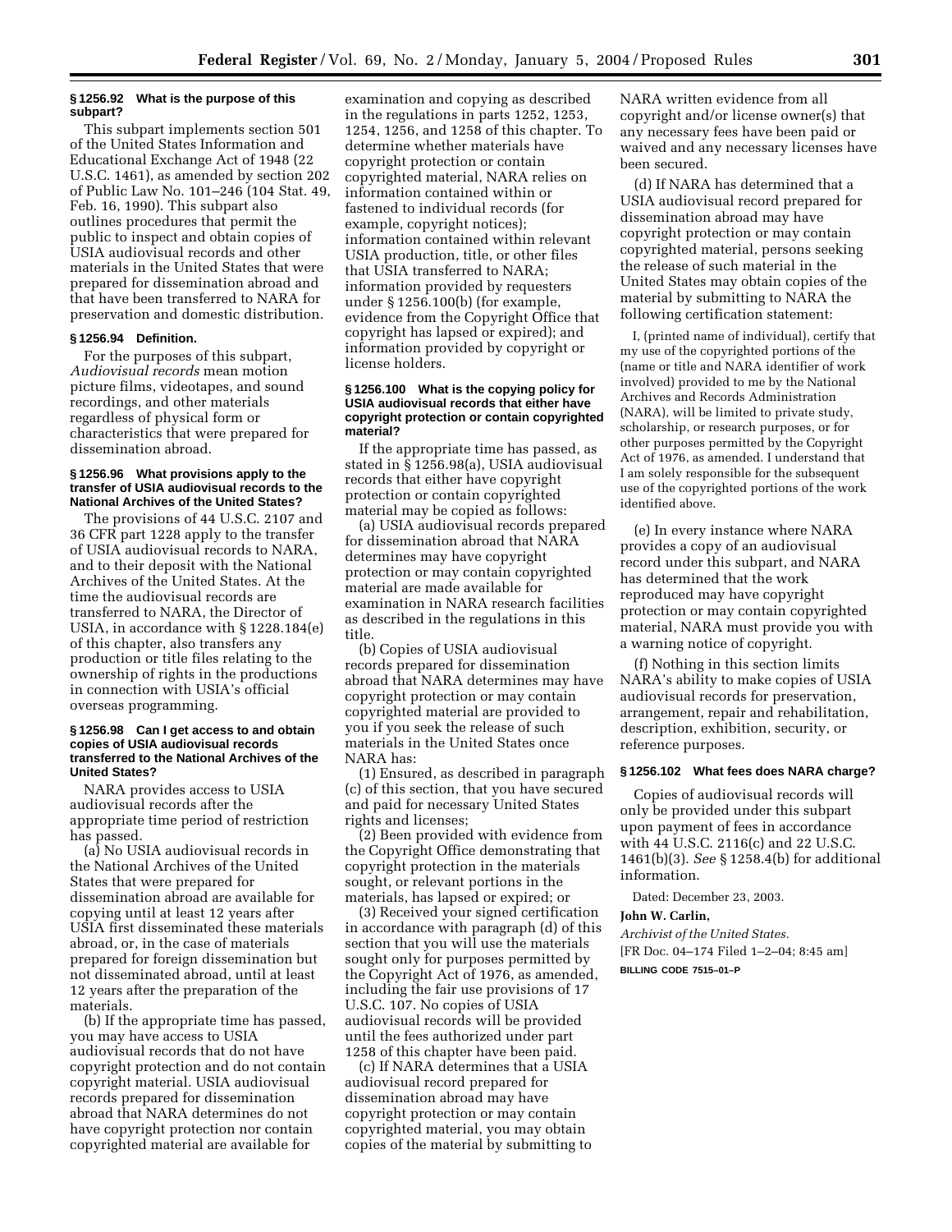### § 1256.92 What is the purpose of this subpart?

This subpart implements section 501 of the United States Information and Educational Exchange Act of 1948 (22 U.S.C. 1461), as amended by section 202 of Public Law No. 101–246 (104 Stat. 49, Feb. 16, 1990). This subpart also outlines procedures that permit the public to inspect and obtain copies of USIA audiovisual records and other materials in the United States that were prepared for dissemination abroad and that have been transferred to NARA for preservation and domestic distribution.

### § 1256.94 Definition.

For the purposes of this subpart, *Audiovisual records* mean motion picture films, videotapes, and sound recordings, and other materials regardless of physical form or characteristics that were prepared for dissemination abroad.

### § 1256.96 What provisions apply to the transfer of USIA audiovisual records to the National Archives of the United States?

The provisions of 44 U.S.C. 2107 and 36 CFR part 1228 apply to the transfer of USIA audiovisual records to NARA, and to their deposit with the National Archives of the United States. At the time the audiovisual records are transferred to NARA, the Director of USIA, in accordance with § 1228.184(e) of this chapter, also transfers any production or title files relating to the ownership of rights in the productions in connection with USIA's official overseas programming.

### § 1256.98 Can I get access to and obtain copies of USIA audiovisual records transferred to the National Archives of the United States?

NARA provides access to USIA audiovisual records after the appropriate time period of restriction has passed.

(a) No USIA audiovisual records in the National Archives of the United States that were prepared for dissemination abroad are available for copying until at least 12 years after USIA first disseminated these materials abroad, or, in the case of materials prepared for foreign dissemination but not disseminated abroad, until at least 12 years after the preparation of the materials.

(b) If the appropriate time has passed, you may have access to USIA audiovisual records that do not have copyright protection and do not contain copyright material. USIA audiovisual records prepared for dissemination abroad that NARA determines do not have copyright protection nor contain copyrighted material are available for examination and copying as described in the regulations in parts 1252, 1253, 1254, 1256, and 1258 of this chapter. To determine whether materials have copyright protection or contain copyrighted material, NARA relies on information contained within or fastened to individual records (for example, copyright notices); information contained within relevant USIA production, title, or other files that USIA transferred to NARA; information provided by requesters under § 1256.100(b) (for example, evidence from the Copyright Office that copyright has lapsed or expired); and information provided by copyright or license holders.

### § 1256.100 What is the copying policy for USIA audiovisual records that either have copyright protection or contain copyrighted material?

If the appropriate time has passed, as stated in § 1256.98(a), USIA audiovisual records that either have copyright protection or contain copyrighted material may be copied as follows:

(a) USIA audiovisual records prepared for dissemination abroad that NARA determines may have copyright protection or may contain copyrighted material are made available for examination in NARA research facilities as described in the regulations in this title.

(b) Copies of USIA audiovisual records prepared for dissemination abroad that NARA determines may have copyright protection or may contain copyrighted material are provided to you if you seek the release of such materials in the United States once NARA has:

(1) Ensured, as described in paragraph (c) of this section, that you have secured and paid for necessary United States rights and licenses;

(2) Been provided with evidence from the Copyright Office demonstrating that copyright protection in the materials sought, or relevant portions in the materials, has lapsed or expired; or

(3) Received your signed certification in accordance with paragraph (d) of this section that you will use the materials sought only for purposes permitted by the Copyright Act of 1976, as amended, including the fair use provisions of 17 U.S.C. 107. No copies of USIA audiovisual records will be provided until the fees authorized under part 1258 of this chapter have been paid.

(c) If NARA determines that a USIA audiovisual record prepared for dissemination abroad may have copyright protection or may contain copyrighted material, you may obtain copies of the material by submitting to NARA written evidence from all copyright and/or license owner(s) that any necessary fees have been paid or waived and any necessary licenses have been secured.

(d) If NARA has determined that a USIA audiovisual record prepared for dissemination abroad may have copyright protection or may contain copyrighted material, persons seeking the release of such material in the United States may obtain copies of the material by submitting to NARA the following certification statement:

> I, (printed name of individual), certify that my use of the copyrighted portions of the (name or title and NARA identifier of work involved) provided to me by the National Archives and Records Administration (NARA), will be limited to private study, scholarship, or research purposes, or for other purposes permitted by the Copyright Act of 1976, as amended. I understand that I am solely responsible for the subsequent use of the copyrighted portions of the work identified above.

(e) In every instance where NARA provides a copy of an audiovisual record under this subpart, and NARA has determined that the work reproduced may have copyright protection or may contain copyrighted material, NARA must provide you with a warning notice of copyright.

(f) Nothing in this section limits NARA's ability to make copies of USIA audiovisual records for preservation, arrangement, repair and rehabilitation, description, exhibition, security, or reference purposes.

### § 1256.102 What fees does NARA charge?

Copies of audiovisual records will only be provided under this subpart upon payment of fees in accordance with 44 U.S.C. 2116(c) and 22 U.S.C. 1461(b)(3). *See* § 1258.4(b) for additional information.

Dated: December 23, 2003.

**John W. Carlin,**

*Archivist of the United States.*

[FR Doc. 04–174 Filed 1–2–04; 8:45 am]

**BILLING CODE 7515–01–P**